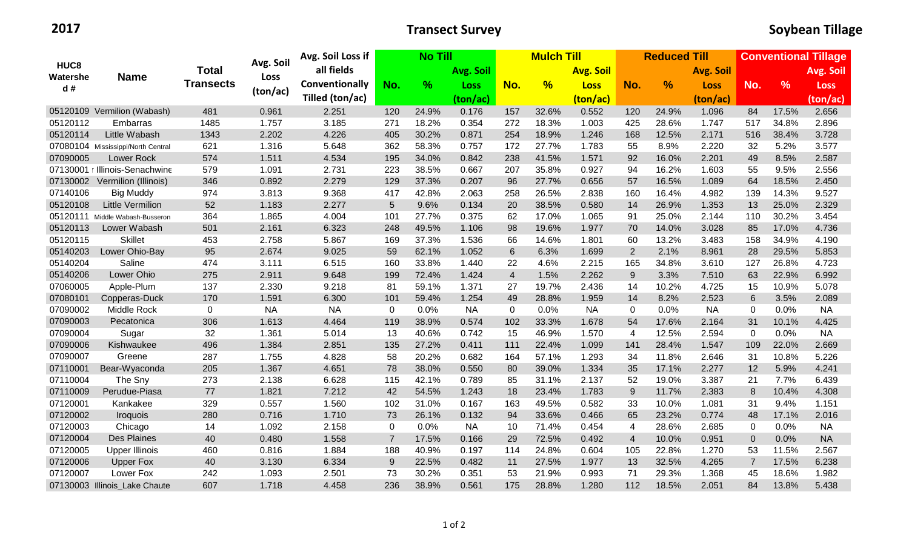**2017** **Transect Survey** **Soybean Tillage**

| HUC8 Watershed # | Name | Total Transects | Avg. Soil Loss (ton/ac) | Avg. Soil Loss if all fields Conventionally Tilled (ton/ac) | No Till | | | Mulch Till | | | Reduced Till | | | Conventional Tillage | | |
|---|---|---|---|---|---|---|---|---|---|---|---|---|---|---|---|---|
| | | | | | No. | % | Avg. Soil Loss (ton/ac) | No. | % | Avg. Soil Loss (ton/ac) | No. | % | Avg. Soil Loss (ton/ac) | No. | % | Avg. Soil Loss (ton/ac) |
| 05120109 | Vermilion (Wabash) | 481 | 0.961 | 2.251 | 120 | 24.9% | 0.176 | 157 | 32.6% | 0.552 | 120 | 24.9% | 1.096 | 84 | 17.5% | 2.656 |
| 05120112 | Embarras | 1485 | 1.757 | 3.185 | 271 | 18.2% | 0.354 | 272 | 18.3% | 1.003 | 425 | 28.6% | 1.747 | 517 | 34.8% | 2.896 |
| 05120114 | Little Wabash | 1343 | 2.202 | 4.226 | 405 | 30.2% | 0.871 | 254 | 18.9% | 1.246 | 168 | 12.5% | 2.171 | 516 | 38.4% | 3.728 |
| 07080104 | Mississippi/North Central | 621 | 1.316 | 5.648 | 362 | 58.3% | 0.757 | 172 | 27.7% | 1.783 | 55 | 8.9% | 2.220 | 32 | 5.2% | 3.577 |
| 07090005 | Lower Rock | 574 | 1.511 | 4.534 | 195 | 34.0% | 0.842 | 238 | 41.5% | 1.571 | 92 | 16.0% | 2.201 | 49 | 8.5% | 2.587 |
| 07130001 | Illinois-Senachwine | 579 | 1.091 | 2.731 | 223 | 38.5% | 0.667 | 207 | 35.8% | 0.927 | 94 | 16.2% | 1.603 | 55 | 9.5% | 2.556 |
| 07130002 | Vermilion (Illinois) | 346 | 0.892 | 2.279 | 129 | 37.3% | 0.207 | 96 | 27.7% | 0.656 | 57 | 16.5% | 1.089 | 64 | 18.5% | 2.450 |
| 07140106 | Big Muddy | 974 | 3.813 | 9.368 | 417 | 42.8% | 2.063 | 258 | 26.5% | 2.838 | 160 | 16.4% | 4.982 | 139 | 14.3% | 9.527 |
| 05120108 | Little Vermilion | 52 | 1.183 | 2.277 | 5 | 9.6% | 0.134 | 20 | 38.5% | 0.580 | 14 | 26.9% | 1.353 | 13 | 25.0% | 2.329 |
| 05120111 | Middle Wabash-Busseron | 364 | 1.865 | 4.004 | 101 | 27.7% | 0.375 | 62 | 17.0% | 1.065 | 91 | 25.0% | 2.144 | 110 | 30.2% | 3.454 |
| 05120113 | Lower Wabash | 501 | 2.161 | 6.323 | 248 | 49.5% | 1.106 | 98 | 19.6% | 1.977 | 70 | 14.0% | 3.028 | 85 | 17.0% | 4.736 |
| 05120115 | Skillet | 453 | 2.758 | 5.867 | 169 | 37.3% | 1.536 | 66 | 14.6% | 1.801 | 60 | 13.2% | 3.483 | 158 | 34.9% | 4.190 |
| 05140203 | Lower Ohio-Bay | 95 | 2.674 | 9.025 | 59 | 62.1% | 1.052 | 6 | 6.3% | 1.699 | 2 | 2.1% | 8.961 | 28 | 29.5% | 5.853 |
| 05140204 | Saline | 474 | 3.111 | 6.515 | 160 | 33.8% | 1.440 | 22 | 4.6% | 2.215 | 165 | 34.8% | 3.610 | 127 | 26.8% | 4.723 |
| 05140206 | Lower Ohio | 275 | 2.911 | 9.648 | 199 | 72.4% | 1.424 | 4 | 1.5% | 2.262 | 9 | 3.3% | 7.510 | 63 | 22.9% | 6.992 |
| 07060005 | Apple-Plum | 137 | 2.330 | 9.218 | 81 | 59.1% | 1.371 | 27 | 19.7% | 2.436 | 14 | 10.2% | 4.725 | 15 | 10.9% | 5.078 |
| 07080101 | Copperas-Duck | 170 | 1.591 | 6.300 | 101 | 59.4% | 1.254 | 49 | 28.8% | 1.959 | 14 | 8.2% | 2.523 | 6 | 3.5% | 2.089 |
| 07090002 | Middle Rock | 0 | NA | NA | 0 | 0.0% | NA | 0 | 0.0% | NA | 0 | 0.0% | NA | 0 | 0.0% | NA |
| 07090003 | Pecatonica | 306 | 1.613 | 4.464 | 119 | 38.9% | 0.574 | 102 | 33.3% | 1.678 | 54 | 17.6% | 2.164 | 31 | 10.1% | 4.425 |
| 07090004 | Sugar | 32 | 1.361 | 5.014 | 13 | 40.6% | 0.742 | 15 | 46.9% | 1.570 | 4 | 12.5% | 2.594 | 0 | 0.0% | NA |
| 07090006 | Kishwaukee | 496 | 1.384 | 2.851 | 135 | 27.2% | 0.411 | 111 | 22.4% | 1.099 | 141 | 28.4% | 1.547 | 109 | 22.0% | 2.669 |
| 07090007 | Greene | 287 | 1.755 | 4.828 | 58 | 20.2% | 0.682 | 164 | 57.1% | 1.293 | 34 | 11.8% | 2.646 | 31 | 10.8% | 5.226 |
| 07110001 | Bear-Wyaconda | 205 | 1.367 | 4.651 | 78 | 38.0% | 0.550 | 80 | 39.0% | 1.334 | 35 | 17.1% | 2.277 | 12 | 5.9% | 4.241 |
| 07110004 | The Sny | 273 | 2.138 | 6.628 | 115 | 42.1% | 0.789 | 85 | 31.1% | 2.137 | 52 | 19.0% | 3.387 | 21 | 7.7% | 6.439 |
| 07110009 | Perudue-Piasa | 77 | 1.821 | 7.212 | 42 | 54.5% | 1.243 | 18 | 23.4% | 1.783 | 9 | 11.7% | 2.383 | 8 | 10.4% | 4.308 |
| 07120001 | Kankakee | 329 | 0.557 | 1.560 | 102 | 31.0% | 0.167 | 163 | 49.5% | 0.582 | 33 | 10.0% | 1.081 | 31 | 9.4% | 1.151 |
| 07120002 | Iroquois | 280 | 0.716 | 1.710 | 73 | 26.1% | 0.132 | 94 | 33.6% | 0.466 | 65 | 23.2% | 0.774 | 48 | 17.1% | 2.016 |
| 07120003 | Chicago | 14 | 1.092 | 2.158 | 0 | 0.0% | NA | 10 | 71.4% | 0.454 | 4 | 28.6% | 2.685 | 0 | 0.0% | NA |
| 07120004 | Des Plaines | 40 | 0.480 | 1.558 | 7 | 17.5% | 0.166 | 29 | 72.5% | 0.492 | 4 | 10.0% | 0.951 | 0 | 0.0% | NA |
| 07120005 | Upper Illinois | 460 | 0.816 | 1.884 | 188 | 40.9% | 0.197 | 114 | 24.8% | 0.604 | 105 | 22.8% | 1.270 | 53 | 11.5% | 2.567 |
| 07120006 | Upper Fox | 40 | 3.130 | 6.334 | 9 | 22.5% | 0.482 | 11 | 27.5% | 1.977 | 13 | 32.5% | 4.265 | 7 | 17.5% | 6.238 |
| 07120007 | Lower Fox | 242 | 1.093 | 2.501 | 73 | 30.2% | 0.351 | 53 | 21.9% | 0.993 | 71 | 29.3% | 1.368 | 45 | 18.6% | 1.982 |
| 07130003 | Illinois_Lake Chaute | 607 | 1.718 | 4.458 | 236 | 38.9% | 0.561 | 175 | 28.8% | 1.280 | 112 | 18.5% | 2.051 | 84 | 13.8% | 5.438 |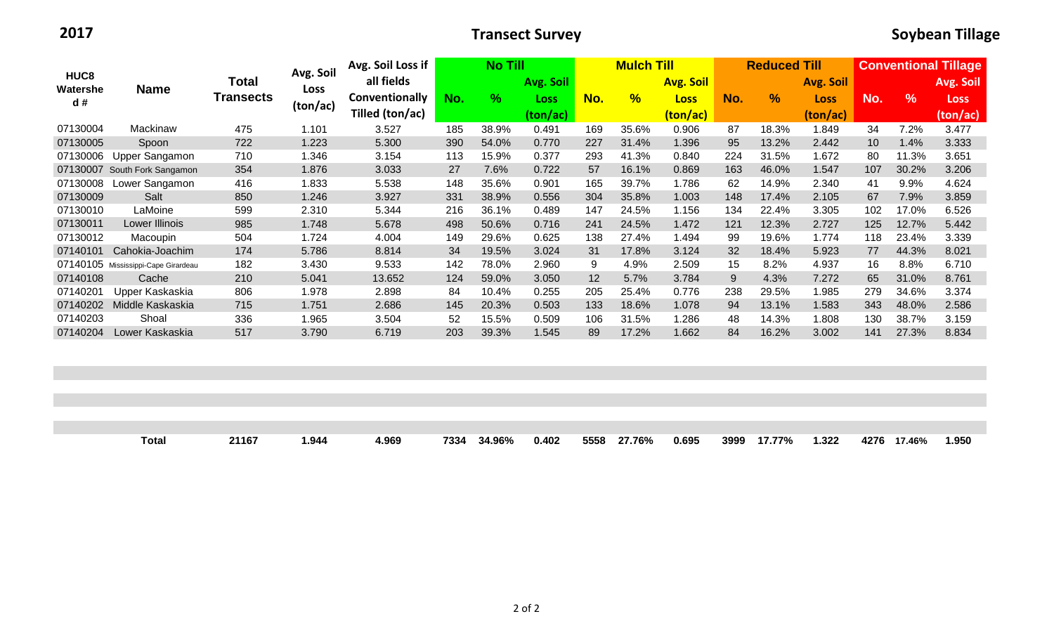**2017** | **Transect Survey** | **Soybean Tillage**

| HUC8 Watershed # | Name | Total Transects | Avg. Soil Loss (ton/ac) | Avg. Soil Loss if all fields Conventionally Tilled (ton/ac) | No Till | | | Mulch Till | | | Reduced Till | | | Conventional Tillage | | |
|---|---|---|---|---|---|---|---|---|---|---|---|---|---|---|---|---|
| | | | | | No. | % | Avg. Soil Loss (ton/ac) | No. | % | Avg. Soil Loss (ton/ac) | No. | % | Avg. Soil Loss (ton/ac) | No. | % | Avg. Soil Loss (ton/ac) |
| 07130004 | Mackinaw | 475 | 1.101 | 3.527 | 185 | 38.9% | 0.491 | 169 | 35.6% | 0.906 | 87 | 18.3% | 1.849 | 34 | 7.2% | 3.477 |
| 07130005 | Spoon | 722 | 1.223 | 5.300 | 390 | 54.0% | 0.770 | 227 | 31.4% | 1.396 | 95 | 13.2% | 2.442 | 10 | 1.4% | 3.333 |
| 07130006 | Upper Sangamon | 710 | 1.346 | 3.154 | 113 | 15.9% | 0.377 | 293 | 41.3% | 0.840 | 224 | 31.5% | 1.672 | 80 | 11.3% | 3.651 |
| 07130007 | South Fork Sangamon | 354 | 1.876 | 3.033 | 27 | 7.6% | 0.722 | 57 | 16.1% | 0.869 | 163 | 46.0% | 1.547 | 107 | 30.2% | 3.206 |
| 07130008 | Lower Sangamon | 416 | 1.833 | 5.538 | 148 | 35.6% | 0.901 | 165 | 39.7% | 1.786 | 62 | 14.9% | 2.340 | 41 | 9.9% | 4.624 |
| 07130009 | Salt | 850 | 1.246 | 3.927 | 331 | 38.9% | 0.556 | 304 | 35.8% | 1.003 | 148 | 17.4% | 2.105 | 67 | 7.9% | 3.859 |
| 07130010 | LaMoine | 599 | 2.310 | 5.344 | 216 | 36.1% | 0.489 | 147 | 24.5% | 1.156 | 134 | 22.4% | 3.305 | 102 | 17.0% | 6.526 |
| 07130011 | Lower Illinois | 985 | 1.748 | 5.678 | 498 | 50.6% | 0.716 | 241 | 24.5% | 1.472 | 121 | 12.3% | 2.727 | 125 | 12.7% | 5.442 |
| 07130012 | Macoupin | 504 | 1.724 | 4.004 | 149 | 29.6% | 0.625 | 138 | 27.4% | 1.494 | 99 | 19.6% | 1.774 | 118 | 23.4% | 3.339 |
| 07140101 | Cahokia-Joachim | 174 | 5.786 | 8.814 | 34 | 19.5% | 3.024 | 31 | 17.8% | 3.124 | 32 | 18.4% | 5.923 | 77 | 44.3% | 8.021 |
| 07140105 | Mississippi-Cape Girardeau | 182 | 3.430 | 9.533 | 142 | 78.0% | 2.960 | 9 | 4.9% | 2.509 | 15 | 8.2% | 4.937 | 16 | 8.8% | 6.710 |
| 07140108 | Cache | 210 | 5.041 | 13.652 | 124 | 59.0% | 3.050 | 12 | 5.7% | 3.784 | 9 | 4.3% | 7.272 | 65 | 31.0% | 8.761 |
| 07140201 | Upper Kaskaskia | 806 | 1.978 | 2.898 | 84 | 10.4% | 0.255 | 205 | 25.4% | 0.776 | 238 | 29.5% | 1.985 | 279 | 34.6% | 3.374 |
| 07140202 | Middle Kaskaskia | 715 | 1.751 | 2.686 | 145 | 20.3% | 0.503 | 133 | 18.6% | 1.078 | 94 | 13.1% | 1.583 | 343 | 48.0% | 2.586 |
| 07140203 | Shoal | 336 | 1.965 | 3.504 | 52 | 15.5% | 0.509 | 106 | 31.5% | 1.286 | 48 | 14.3% | 1.808 | 130 | 38.7% | 3.159 |
| 07140204 | Lower Kaskaskia | 517 | 3.790 | 6.719 | 203 | 39.3% | 1.545 | 89 | 17.2% | 1.662 | 84 | 16.2% | 3.002 | 141 | 27.3% | 8.834 |
| | **Total** | **21167** | **1.944** | **4.969** | **7334** | **34.96%** | **0.402** | **5558** | **27.76%** | **0.695** | **3999** | **17.77%** | **1.322** | **4276** | **17.46%** | **1.950** |